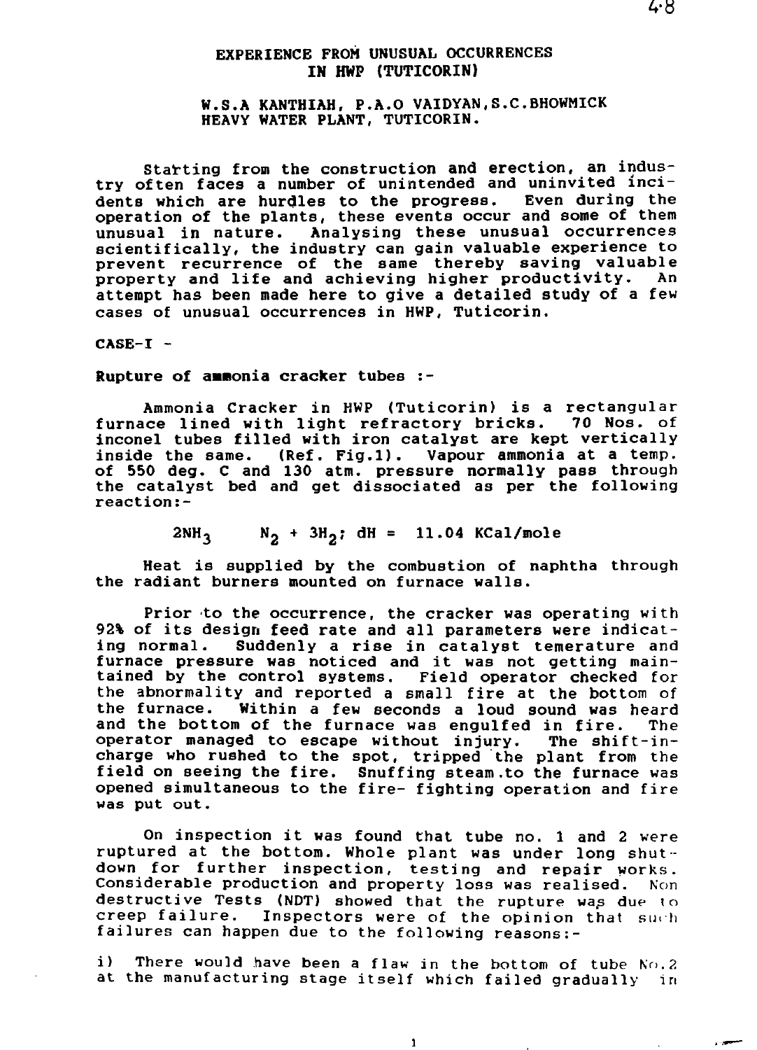# EXPERIENCE FROM UNUSUAL OCCURRENCES IN HWP (TUTICORIN)

W.S.A KANTHIAH, P.A.O VAIDYAN, S.C.BHOWMICK
HEAVY WATER PLANT, TUTICORIN.

Starting from the construction and erection, an industry often faces a number of unintended and uninvited incidents which are hurdles to the progress. Even during the operation of the plants, these events occur and some of them unusual in nature. Analysing these unusual occurrences scientifically, the industry can gain valuable experience to prevent recurrence of the same thereby saving valuable property and life and achieving higher productivity. An attempt has been made here to give a detailed study of a few cases of unusual occurrences in HWP, Tuticorin.

## CASE-I -

**Rupture of ammonia cracker tubes :-**

Ammonia Cracker in HWP (Tuticorin) is a rectangular furnace lined with light refractory bricks. 70 Nos. of inconel tubes filled with iron catalyst are kept vertically inside the same. (Ref. Fig.1). Vapour ammonia at a temp. of 550 deg. C and 130 atm. pressure normally pass through the catalyst bed and get dissociated as per the following reaction:-

$$2NH_3 \quad N_2 + 3H_2; \; dH = 11.04 \text{ KCal/mole}$$

Heat is supplied by the combustion of naphtha through the radiant burners mounted on furnace walls.

Prior to the occurrence, the cracker was operating with 92% of its design feed rate and all parameters were indicating normal. Suddenly a rise in catalyst temerature and furnace pressure was noticed and it was not getting maintained by the control systems. Field operator checked for the abnormality and reported a small fire at the bottom of the furnace. Within a few seconds a loud sound was heard and the bottom of the furnace was engulfed in fire. The operator managed to escape without injury. The shift-in-charge who rushed to the spot, tripped the plant from the field on seeing the fire. Snuffing steam to the furnace was opened simultaneous to the fire- fighting operation and fire was put out.

On inspection it was found that tube no. 1 and 2 were ruptured at the bottom. Whole plant was under long shutdown for further inspection, testing and repair works. Considerable production and property loss was realised. Non destructive Tests (NDT) showed that the rupture was due to creep failure. Inspectors were of the opinion that such failures can happen due to the following reasons:-

i) There would have been a flaw in the bottom of tube No.2 at the manufacturing stage itself which failed gradually in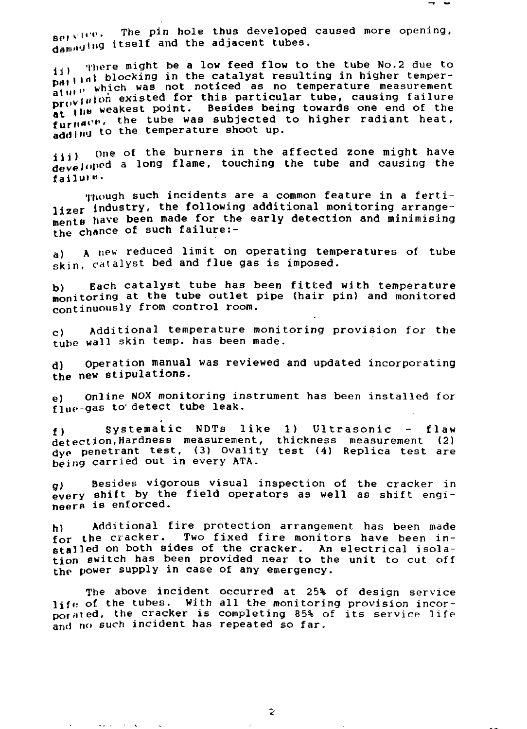service. The pin hole thus developed caused more opening, damaging itself and the adjacent tubes.

ii) There might be a low feed flow to the tube No.2 due to partial blocking in the catalyst resulting in higher temperature which was not noticed as no temperature measurement provision existed for this particular tube, causing failure at the weakest point. Besides being towards one end of the furnace, the tube was subjected to higher radiant heat, adding to the temperature shoot up.

iii) One of the burners in the affected zone might have developed a long flame, touching the tube and causing the failure.

Though such incidents are a common feature in a fertilizer industry, the following additional monitoring arrangements have been made for the early detection and minimising the chance of such failure:-

a) A new reduced limit on operating temperatures of tube skin, catalyst bed and flue gas is imposed.

b) Each catalyst tube has been fitted with temperature monitoring at the tube outlet pipe (hair pin) and monitored continuously from control room.

c) Additional temperature monitoring provision for the tube wall skin temp. has been made.

d) Operation manual was reviewed and updated incorporating the new stipulations.

e) Online NOX monitoring instrument has been installed for flue-gas to detect tube leak.

f) Systematic NDTs like 1) Ultrasonic - flaw detection, Hardness measurement, thickness measurement (2) dye penetrant test, (3) Ovality test (4) Replica test are being carried out in every ATA.

g) Besides vigorous visual inspection of the cracker in every shift by the field operators as well as shift engineers is enforced.

h) Additional fire protection arrangement has been made for the cracker. Two fixed fire monitors have been installed on both sides of the cracker. An electrical isolation switch has been provided near to the unit to cut off the power supply in case of any emergency.

The above incident occurred at 25% of design service life of the tubes. With all the monitoring provision incorporated, the cracker is completing 85% of its service life and no such incident has repeated so far.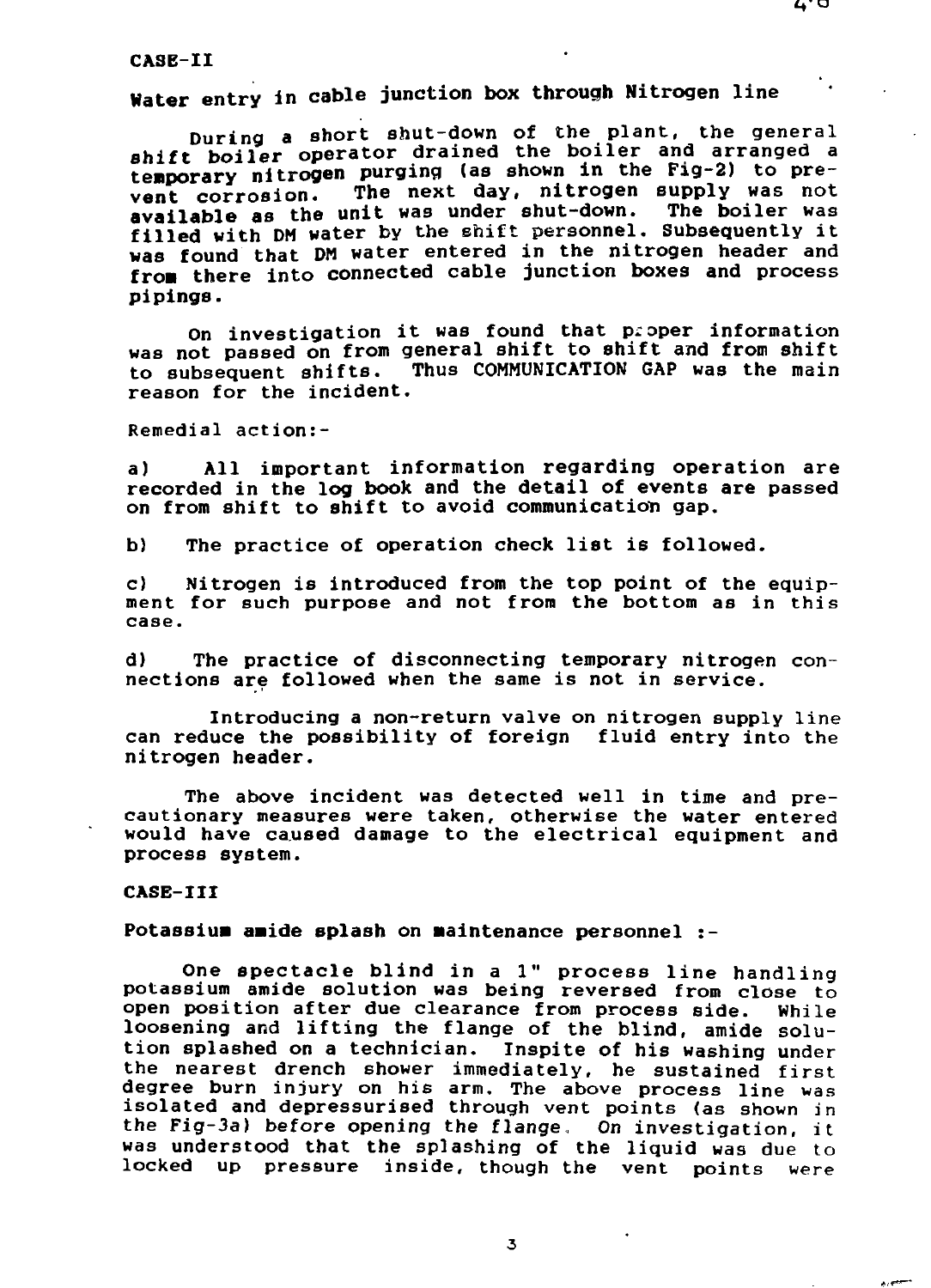## CASE-II

**Water entry in cable junction box through Nitrogen line**

During a short shut-down of the plant, the general shift boiler operator drained the boiler and arranged a temporary nitrogen purging (as shown in the Fig-2) to prevent corrosion. The next day, nitrogen supply was not available as the unit was under shut-down. The boiler was filled with DM water by the shift personnel. Subsequently it was found that DM water entered in the nitrogen header and from there into connected cable junction boxes and process pipings.

On investigation it was found that proper information was not passed on from general shift to shift and from shift to subsequent shifts. Thus COMMUNICATION GAP was the main reason for the incident.

Remedial action:-

a) All important information regarding operation are recorded in the log book and the detail of events are passed on from shift to shift to avoid communication gap.

b) The practice of operation check list is followed.

c) Nitrogen is introduced from the top point of the equipment for such purpose and not from the bottom as in this case.

d) The practice of disconnecting temporary nitrogen connections are followed when the same is not in service.

Introducing a non-return valve on nitrogen supply line can reduce the possibility of foreign fluid entry into the nitrogen header.

The above incident was detected well in time and precautionary measures were taken, otherwise the water entered would have caused damage to the electrical equipment and process system.

## CASE-III

**Potassium amide splash on maintenance personnel :-**

One spectacle blind in a 1" process line handling potassium amide solution was being reversed from close to open position after due clearance from process side. While loosening and lifting the flange of the blind, amide solution splashed on a technician. Inspite of his washing under the nearest drench shower immediately, he sustained first degree burn injury on his arm. The above process line was isolated and depressurised through vent points (as shown in the Fig-3a) before opening the flange. On investigation, it was understood that the splashing of the liquid was due to locked up pressure inside, though the vent points were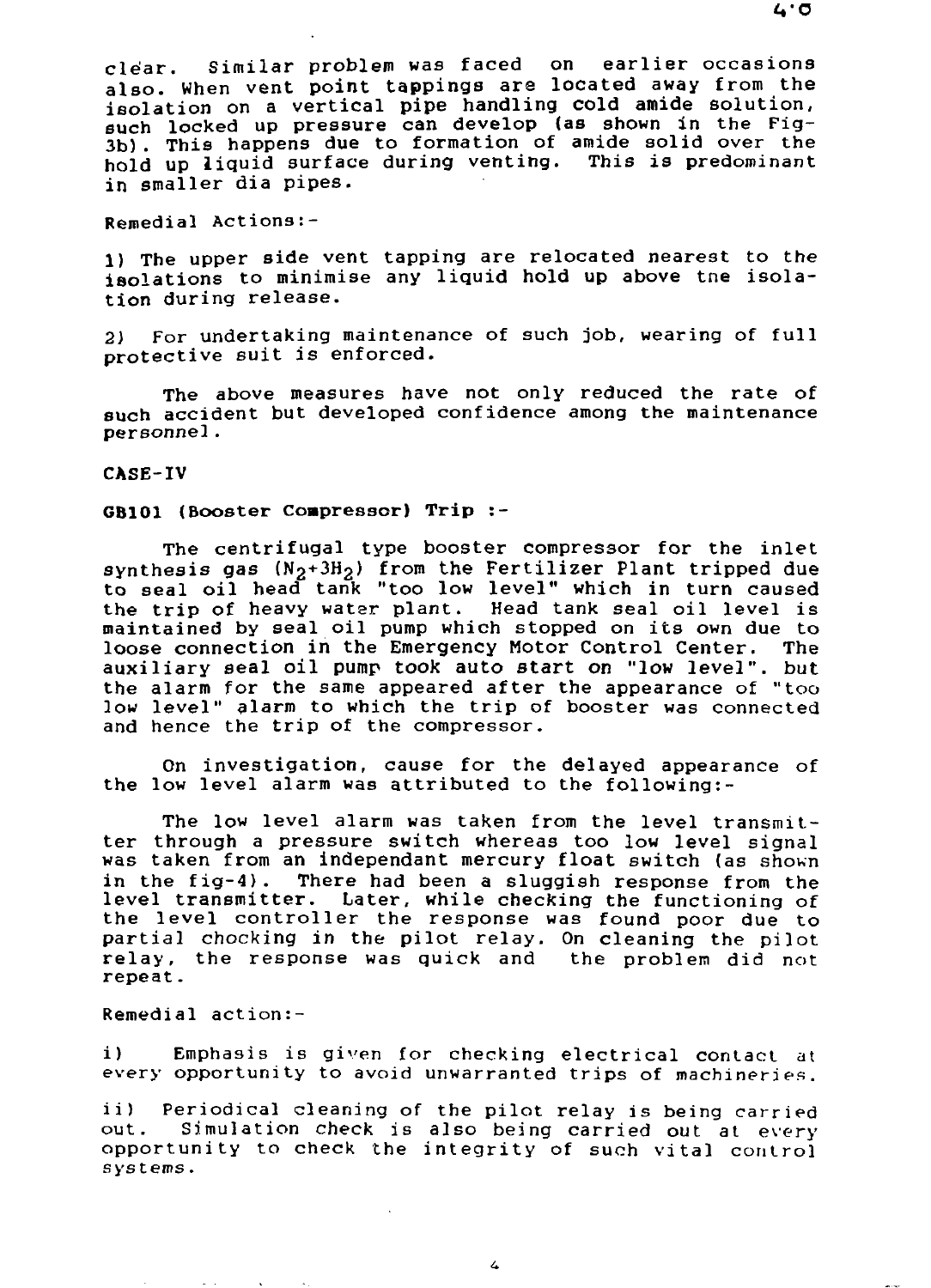clear. Similar problem was faced on earlier occasions also. When vent point tappings are located away from the isolation on a vertical pipe handling cold amide solution, such locked up pressure can develop (as shown in the Fig-3b). This happens due to formation of amide solid over the hold up liquid surface during venting. This is predominant in smaller dia pipes.

Remedial Actions:-

1) The upper side vent tapping are relocated nearest to the isolations to minimise any liquid hold up above tne isolation during release.

2) For undertaking maintenance of such job, wearing of full protective suit is enforced.

The above measures have not only reduced the rate of such accident but developed confidence among the maintenance personnel.

**CASE-IV**

**GB101 (Booster Compressor) Trip :-**

The centrifugal type booster compressor for the inlet synthesis gas ($N_2$+$3H_2$) from the Fertilizer Plant tripped due to seal oil head tank "too low level" which in turn caused the trip of heavy water plant. Head tank seal oil level is maintained by seal oil pump which stopped on its own due to loose connection in the Emergency Motor Control Center. The auxiliary seal oil pump took auto start on "low level". but the alarm for the same appeared after the appearance of "too low level" alarm to which the trip of booster was connected and hence the trip of the compressor.

On investigation, cause for the delayed appearance of the low level alarm was attributed to the following:-

The low level alarm was taken from the level transmitter through a pressure switch whereas too low level signal was taken from an independant mercury float switch (as shown in the fig-4). There had been a sluggish response from the level transmitter. Later, while checking the functioning of the level controller the response was found poor due to partial chocking in the pilot relay. On cleaning the pilot relay, the response was quick and the problem did not repeat.

Remedial action:-

i) Emphasis is given for checking electrical contact at every opportunity to avoid unwarranted trips of machineries.

ii) Periodical cleaning of the pilot relay is being carried out. Simulation check is also being carried out at every opportunity to check the integrity of such vital control systems.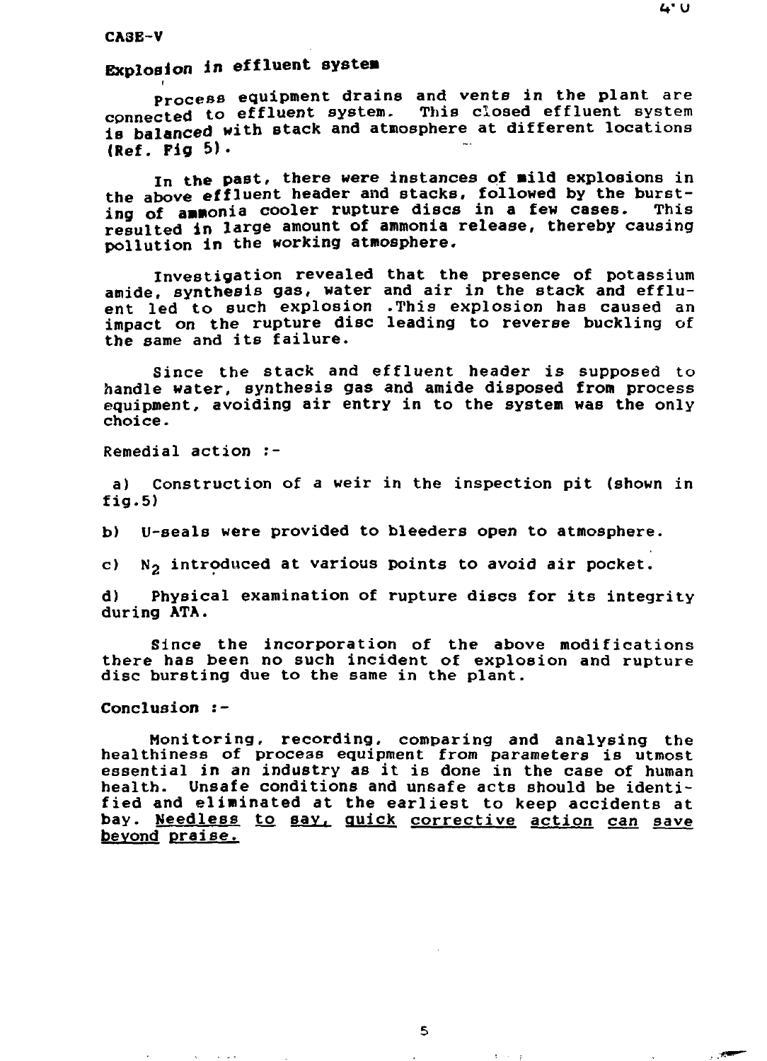CASE-V

## Explosion in effluent system

Process equipment drains and vents in the plant are connected to effluent system. This closed effluent system is balanced with stack and atmosphere at different locations (Ref. Fig 5).

In the past, there were instances of mild explosions in the above effluent header and stacks, followed by the bursting of ammonia cooler rupture discs in a few cases. This resulted in large amount of ammonia release, thereby causing pollution in the working atmosphere.

Investigation revealed that the presence of potassium amide, synthesis gas, water and air in the stack and effluent led to such explosion .This explosion has caused an impact on the rupture disc leading to reverse buckling of the same and its failure.

Since the stack and effluent header is supposed to handle water, synthesis gas and amide disposed from process equipment, avoiding air entry in to the system was the only choice.

Remedial action :-

a) Construction of a weir in the inspection pit (shown in fig.5)

b) U-seals were provided to bleeders open to atmosphere.

c) $N_2$ introduced at various points to avoid air pocket.

d) Physical examination of rupture discs for its integrity during ATA.

Since the incorporation of the above modifications there has been no such incident of explosion and rupture disc bursting due to the same in the plant.

Conclusion :-

Monitoring, recording, comparing and analysing the healthiness of process equipment from parameters is utmost essential in an industry as it is done in the case of human health. Unsafe conditions and unsafe acts should be identified and eliminated at the earliest to keep accidents at bay. <u>Needless to say, quick corrective action can save beyond praise.</u>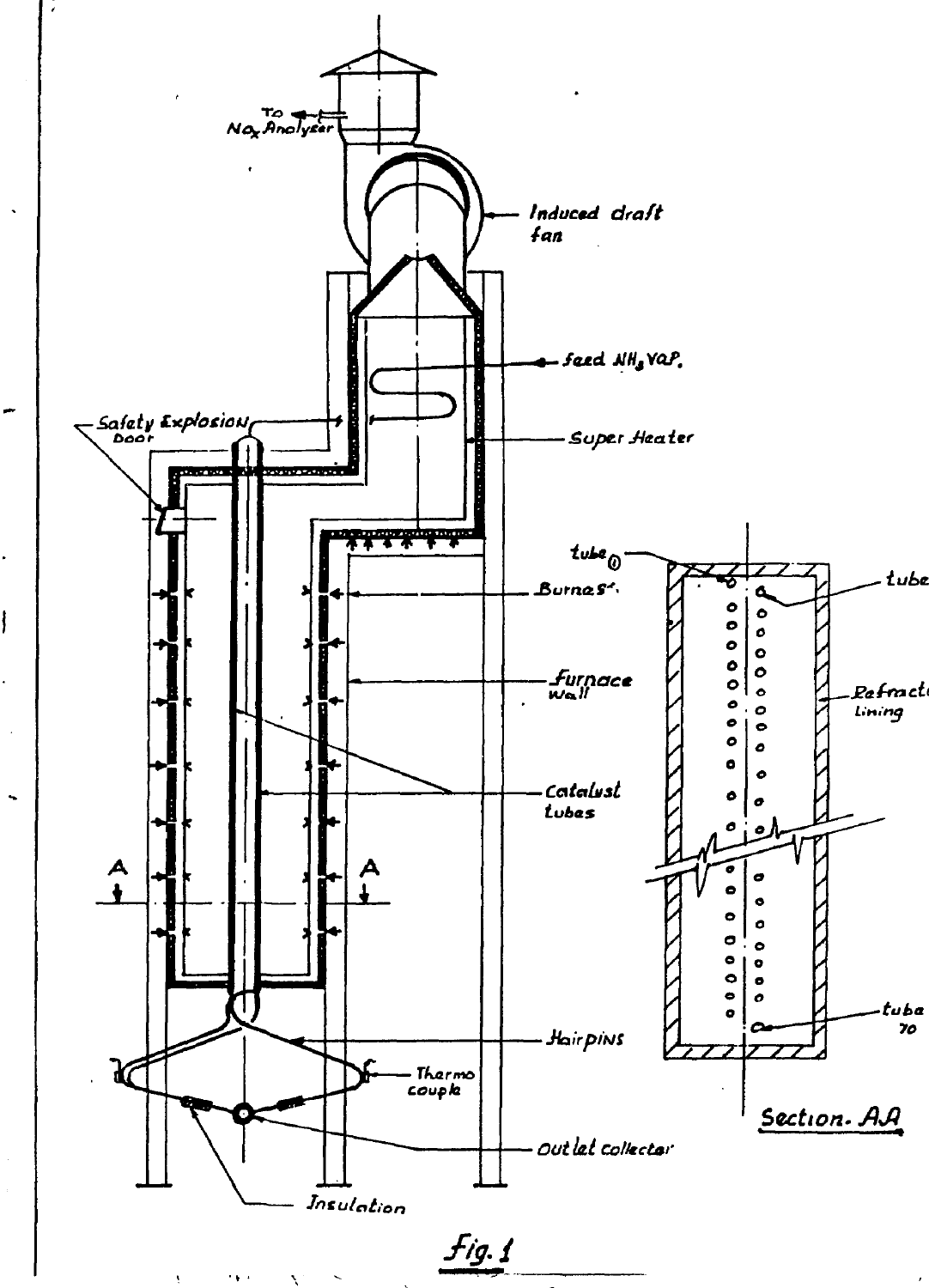Fig. 1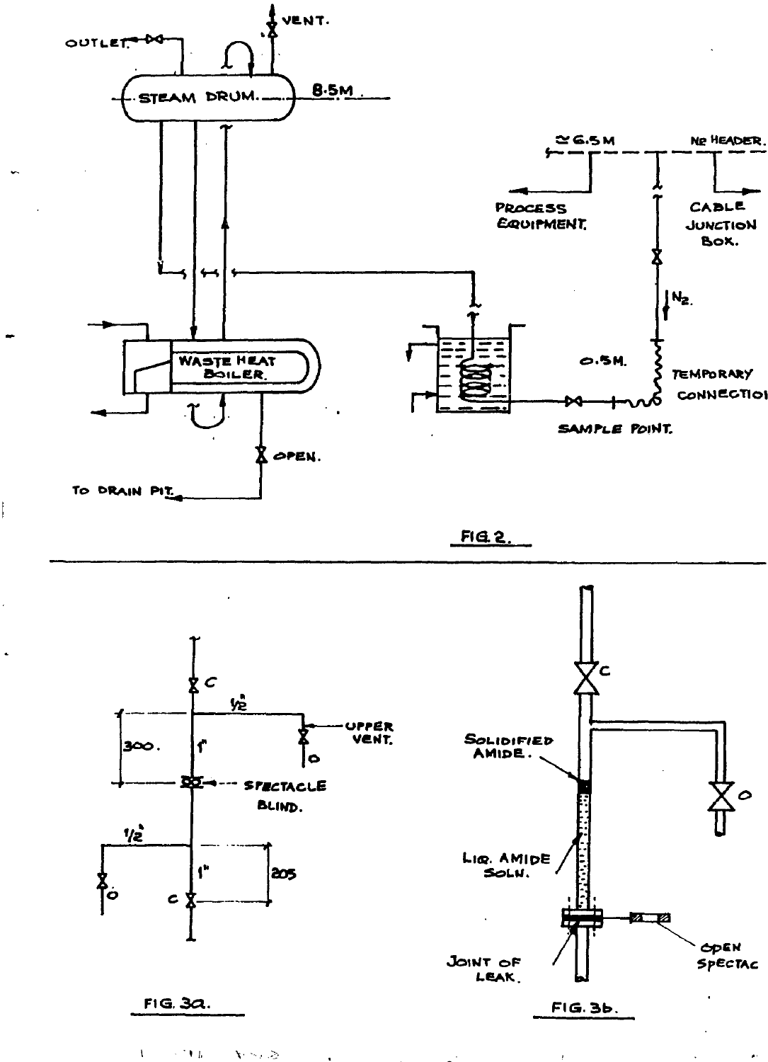OUTLET

VENT.

STEAM DRUM.

8.5M

WASTE HEAT BOILER.

OPEN.

TO DRAIN PIT.

≃6.5M

$N_2$ HEADER.

PROCESS EQUIPMENT.

CABLE JUNCTION BOX.

$N_2$.

0.5M.

TEMPORARY CONNECTION

SAMPLE POINT.

FIG. 2.

---

C

1/2"

UPPER VENT.

300.

1"

O

SPECTACLE BLIND.

1/2"

1"

205

O

C

FIG. 3a.

---

C

SOLIDIFIED AMIDE.

LIQ. AMIDE SOLN.

O

JOINT OF LEAK.

OPEN SPECTAC

FIG. 3b.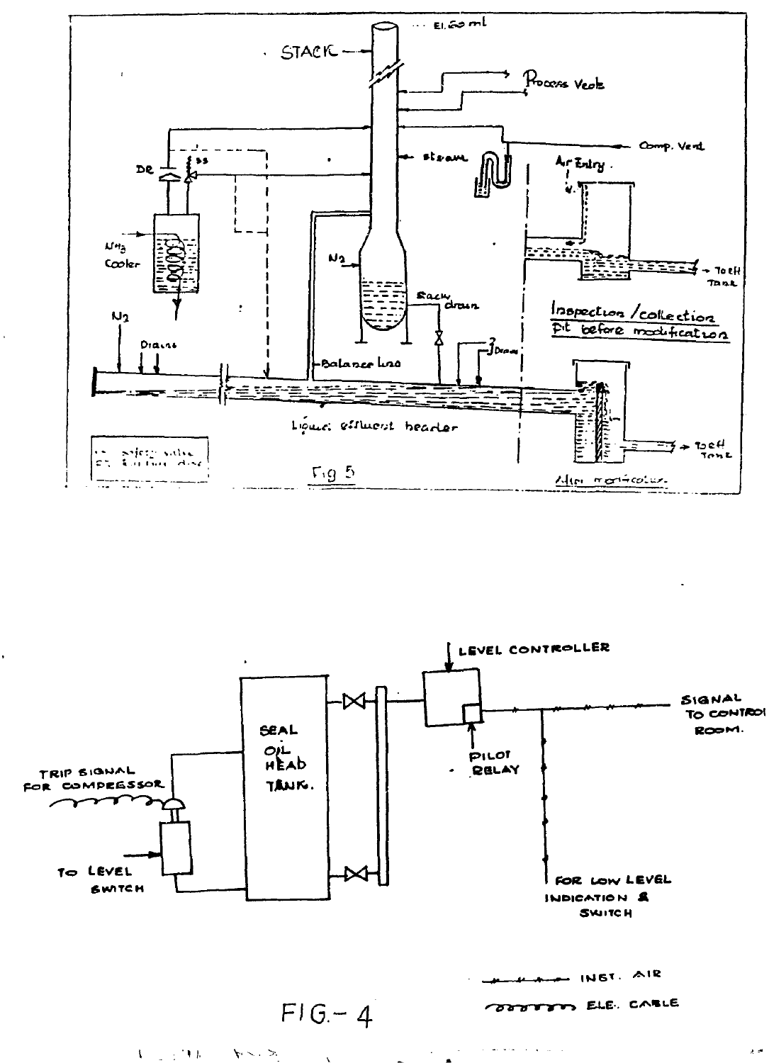STACK

EL.60 ml

Process Vents

Comp. Vent

steam

Air Entry

DR

SS

$NH_3$ Cooler

$N_2$

$N_2$

Drains

Back drain

Drain

Balance line

Liquid effluent header

To ETT Tank

To ETT Tank

Inspection/collection pit before modification

After modification

SS – safety valve

DR – Rupture disc

Fig 5

LEVEL CONTROLLER

SEAL OIL HEAD TANK.

TRIP SIGNAL FOR COMPRESSOR

TO LEVEL SWITCH

PILOT RELAY

SIGNAL TO CONTROL ROOM.

FOR LOW LEVEL INDICATION & SWITCH

INST. AIR

ELE. CABLE

FIG.-4